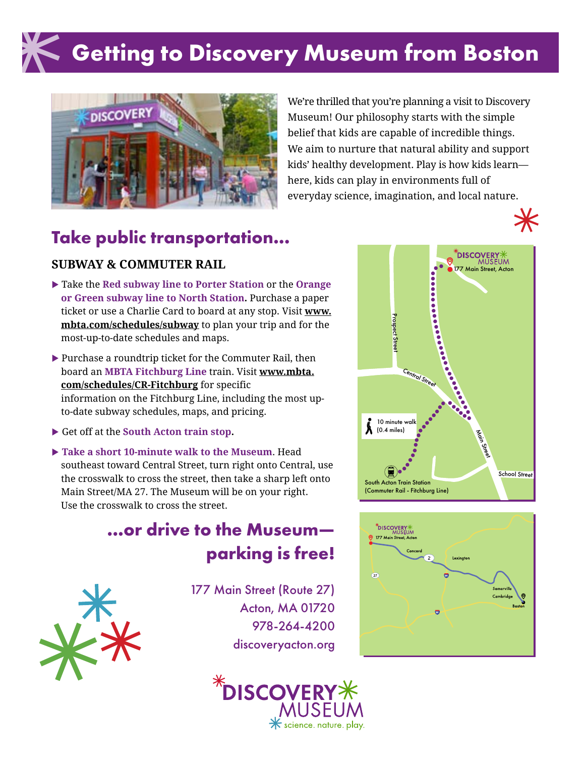# Getting to Discovery Museum from Boston

We're thrilled that you're planning a visit to Discovery Museum! Our philosophy starts with the simple belief that kids are capable of incredible things. We aim to nurture that natural ability and support kids' healthy development. Play is how kids learn—here, kids can play in environments full of everyday science, imagination, and local nature.

## Take public transportation...

### SUBWAY & COMMUTER RAIL

- Take the **Red subway line to Porter Station** or the **Orange or Green subway line to North Station.** Purchase a paper ticket or use a Charlie Card to board at any stop. Visit **www.mbta.com/schedules/subway** to plan your trip and for the most-up-to-date schedules and maps.
- Purchase a roundtrip ticket for the Commuter Rail, then board an **MBTA Fitchburg Line** train. Visit **www.mbta.com/schedules/CR-Fitchburg** for specific information on the Fitchburg Line, including the most up-to-date subway schedules, maps, and pricing.
- Get off at the **South Acton train stop.**
- **Take a short 10-minute walk to the Museum**. Head southeast toward Central Street, turn right onto Central, use the crosswalk to cross the street, then take a sharp left onto Main Street/MA 27. The Museum will be on your right. Use the crosswalk to cross the street.

## ...or drive to the Museum—parking is free!

177 Main Street (Route 27)
Acton, MA 01720
978-264-4200
discoveryacton.org

DISCOVERY MUSEUM
science. nature. play.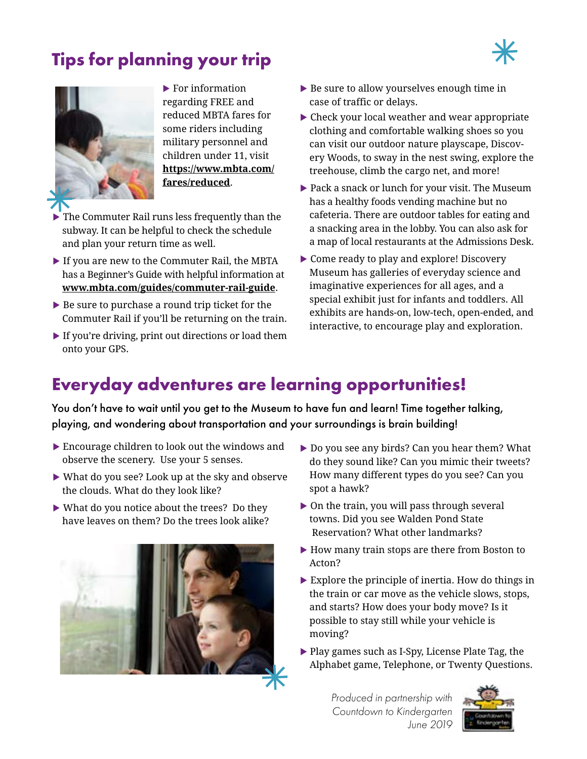## Tips for planning your trip

- For information regarding FREE and reduced MBTA fares for some riders including military personnel and children under 11, visit **https://www.mbta.com/fares/reduced**.
- The Commuter Rail runs less frequently than the subway. It can be helpful to check the schedule and plan your return time as well.
- If you are new to the Commuter Rail, the MBTA has a Beginner's Guide with helpful information at **www.mbta.com/guides/commuter-rail-guide**.
- Be sure to purchase a round trip ticket for the Commuter Rail if you'll be returning on the train.
- If you're driving, print out directions or load them onto your GPS.
- Be sure to allow yourselves enough time in case of traffic or delays.
- Check your local weather and wear appropriate clothing and comfortable walking shoes so you can visit our outdoor nature playscape, Discovery Woods, to sway in the nest swing, explore the treehouse, climb the cargo net, and more!
- Pack a snack or lunch for your visit. The Museum has a healthy foods vending machine but no cafeteria. There are outdoor tables for eating and a snacking area in the lobby. You can also ask for a map of local restaurants at the Admissions Desk.
- Come ready to play and explore! Discovery Museum has galleries of everyday science and imaginative experiences for all ages, and a special exhibit just for infants and toddlers. All exhibits are hands-on, low-tech, open-ended, and interactive, to encourage play and exploration.

## Everyday adventures are learning opportunities!

You don't have to wait until you get to the Museum to have fun and learn! Time together talking, playing, and wondering about transportation and your surroundings is brain building!

- Encourage children to look out the windows and observe the scenery. Use your 5 senses.
- What do you see? Look up at the sky and observe the clouds. What do they look like?
- What do you notice about the trees? Do they have leaves on them? Do the trees look alike?
- Do you see any birds? Can you hear them? What do they sound like? Can you mimic their tweets? How many different types do you see? Can you spot a hawk?
- On the train, you will pass through several towns. Did you see Walden Pond State Reservation? What other landmarks?
- How many train stops are there from Boston to Acton?
- Explore the principle of inertia. How do things in the train or car move as the vehicle slows, stops, and starts? How does your body move? Is it possible to stay still while your vehicle is moving?
- Play games such as I-Spy, License Plate Tag, the Alphabet game, Telephone, or Twenty Questions.

*Produced in partnership with Countdown to Kindergarten June 2019*